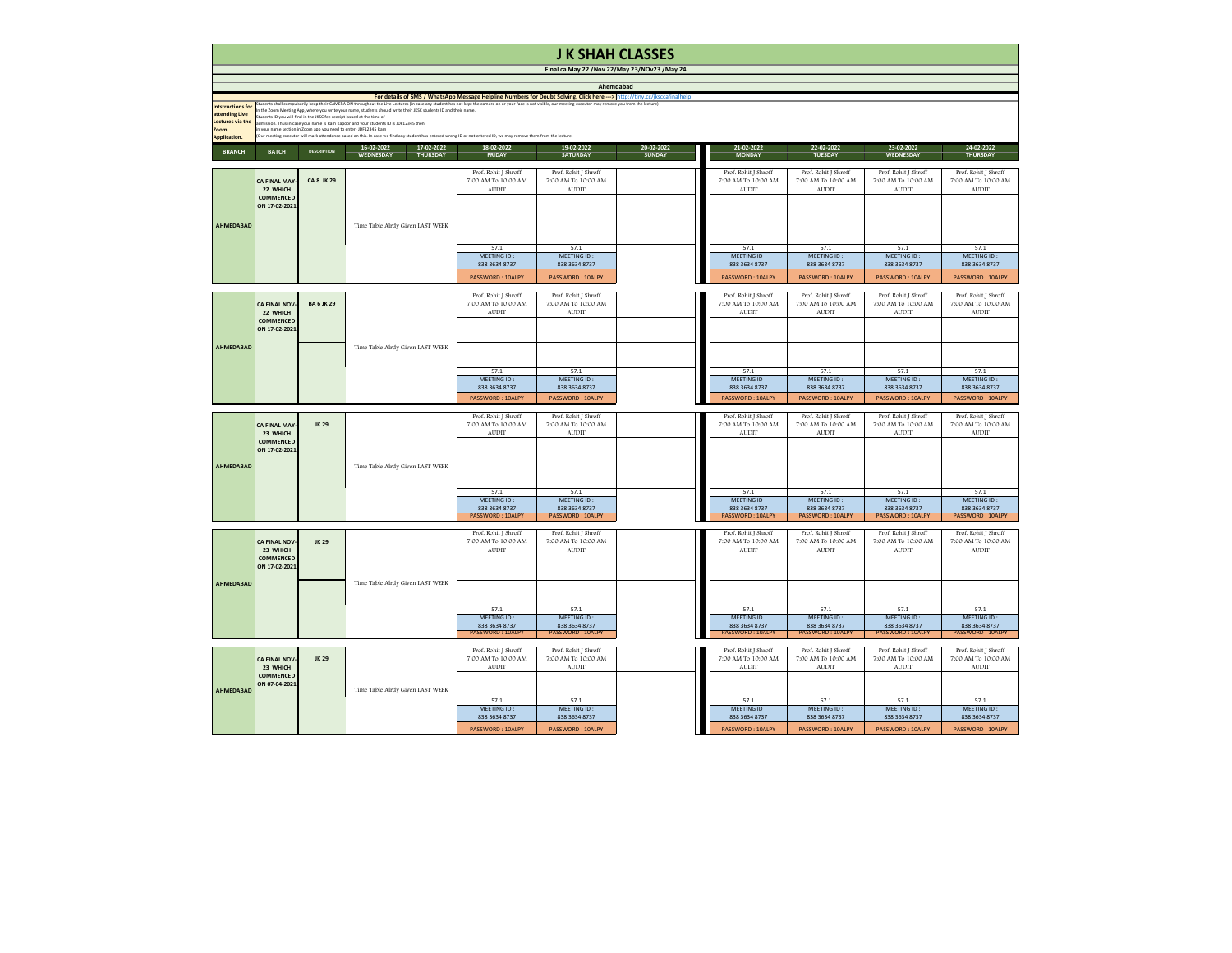# J K SHAH CLASSES

**Final ca May 22 /Nov 22/May 23/NOv23 /May 24**

**Ahemdabad**

**For details of SMS / WhatsApp Message Helpline Numbers for Doubt Solving, Click here ---> http://tiny.cc/jkscafinalhelp**

**Intstructions for attending Live Lectures via the Zoom Application.**

Students shall compulsorily keep their CAMERA ON throughout the Live Lectures (in case any student has not kept the camera on or your face is not visible, our meeting executor may remove you from the lecture)
In the Zoom Meeting App, where you write your name, students should write their JKSC students ID and their name.
Students ID you will find in the JKSC fee receipt issued at the time of admission. Thus in case your name is Ram Kapoor and your students ID is JDF12345 then in your name section in Zoom app you need to enter- JDF12345 Ram
(Our meeting executor will mark attendance based on this. In case we find any student has entered wrong ID or not entered ID, we may remove them from the lecture)

| BRANCH | BATCH | DESCRIPTION | 16-02-2022 WEDNESDAY | 17-02-2022 THURSDAY | 18-02-2022 FRIDAY | 19-02-2022 SATURDAY | 20-02-2022 SUNDAY | 21-02-2022 MONDAY | 22-02-2022 TUESDAY | 23-02-2022 WEDNESDAY | 24-02-2022 THURSDAY |
|---|---|---|---|---|---|---|---|---|---|---|---|
| AHMEDABAD | CA FINAL MAY-22 WHICH COMMENCED ON 17-02-2021 | CA 8 JK 29 | Time Table Alrdy Given LAST WEEK | | Prof. Rohit J Shroff 7:00 AM To 10:00 AM AUDIT | Prof. Rohit J Shroff 7:00 AM To 10:00 AM AUDIT | | Prof. Rohit J Shroff 7:00 AM To 10:00 AM AUDIT | Prof. Rohit J Shroff 7:00 AM To 10:00 AM AUDIT | Prof. Rohit J Shroff 7:00 AM To 10:00 AM AUDIT | Prof. Rohit J Shroff 7:00 AM To 10:00 AM AUDIT |
| | | | | | 57.1 MEETING ID : 838 3634 8737 PASSWORD : 10ALPY | 57.1 MEETING ID : 838 3634 8737 PASSWORD : 10ALPY | | 57.1 MEETING ID : 838 3634 8737 PASSWORD : 10ALPY | 57.1 MEETING ID : 838 3634 8737 PASSWORD : 10ALPY | 57.1 MEETING ID : 838 3634 8737 PASSWORD : 10ALPY | 57.1 MEETING ID : 838 3634 8737 PASSWORD : 10ALPY |
| AHMEDABAD | CA FINAL NOV-22 WHICH COMMENCED ON 17-02-2021 | BA 6 JK 29 | Time Table Alrdy Given LAST WEEK | | Prof. Rohit J Shroff 7:00 AM To 10:00 AM AUDIT | Prof. Rohit J Shroff 7:00 AM To 10:00 AM AUDIT | | Prof. Rohit J Shroff 7:00 AM To 10:00 AM AUDIT | Prof. Rohit J Shroff 7:00 AM To 10:00 AM AUDIT | Prof. Rohit J Shroff 7:00 AM To 10:00 AM AUDIT | Prof. Rohit J Shroff 7:00 AM To 10:00 AM AUDIT |
| | | | | | 57.1 MEETING ID : 838 3634 8737 PASSWORD : 10ALPY | 57.1 MEETING ID : 838 3634 8737 PASSWORD : 10ALPY | | 57.1 MEETING ID : 838 3634 8737 PASSWORD : 10ALPY | 57.1 MEETING ID : 838 3634 8737 PASSWORD : 10ALPY | 57.1 MEETING ID : 838 3634 8737 PASSWORD : 10ALPY | 57.1 MEETING ID : 838 3634 8737 PASSWORD : 10ALPY |
| AHMEDABAD | CA FINAL MAY-23 WHICH COMMENCED ON 17-02-2021 | JK 29 | Time Table Alrdy Given LAST WEEK | | Prof. Rohit J Shroff 7:00 AM To 10:00 AM AUDIT | Prof. Rohit J Shroff 7:00 AM To 10:00 AM AUDIT | | Prof. Rohit J Shroff 7:00 AM To 10:00 AM AUDIT | Prof. Rohit J Shroff 7:00 AM To 10:00 AM AUDIT | Prof. Rohit J Shroff 7:00 AM To 10:00 AM AUDIT | Prof. Rohit J Shroff 7:00 AM To 10:00 AM AUDIT |
| | | | | | 57.1 MEETING ID : 838 3634 8737 PASSWORD : 10ALPY | 57.1 MEETING ID : 838 3634 8737 PASSWORD : 10ALPY | | 57.1 MEETING ID : 838 3634 8737 PASSWORD : 10ALPY | 57.1 MEETING ID : 838 3634 8737 PASSWORD : 10ALPY | 57.1 MEETING ID : 838 3634 8737 PASSWORD : 10ALPY | 57.1 MEETING ID : 838 3634 8737 PASSWORD : 10ALPY |
| AHMEDABAD | CA FINAL NOV-23 WHICH COMMENCED ON 17-02-2021 | JK 29 | Time Table Alrdy Given LAST WEEK | | Prof. Rohit J Shroff 7:00 AM To 10:00 AM AUDIT | Prof. Rohit J Shroff 7:00 AM To 10:00 AM AUDIT | | Prof. Rohit J Shroff 7:00 AM To 10:00 AM AUDIT | Prof. Rohit J Shroff 7:00 AM To 10:00 AM AUDIT | Prof. Rohit J Shroff 7:00 AM To 10:00 AM AUDIT | Prof. Rohit J Shroff 7:00 AM To 10:00 AM AUDIT |
| | | | | | 57.1 MEETING ID : 838 3634 8737 PASSWORD : 10ALPY | 57.1 MEETING ID : 838 3634 8737 PASSWORD : 10ALPY | | 57.1 MEETING ID : 838 3634 8737 PASSWORD : 10ALPY | 57.1 MEETING ID : 838 3634 8737 PASSWORD : 10ALPY | 57.1 MEETING ID : 838 3634 8737 PASSWORD : 10ALPY | 57.1 MEETING ID : 838 3634 8737 PASSWORD : 10ALPY |
| AHMEDABAD | CA FINAL NOV-23 WHICH COMMENCED ON 07-04-2021 | JK 29 | Time Table Alrdy Given LAST WEEK | | Prof. Rohit J Shroff 7:00 AM To 10:00 AM AUDIT | Prof. Rohit J Shroff 7:00 AM To 10:00 AM AUDIT | | Prof. Rohit J Shroff 7:00 AM To 10:00 AM AUDIT | Prof. Rohit J Shroff 7:00 AM To 10:00 AM AUDIT | Prof. Rohit J Shroff 7:00 AM To 10:00 AM AUDIT | Prof. Rohit J Shroff 7:00 AM To 10:00 AM AUDIT |
| | | | | | 57.1 MEETING ID : 838 3634 8737 PASSWORD : 10ALPY | 57.1 MEETING ID : 838 3634 8737 PASSWORD : 10ALPY | | 57.1 MEETING ID : 838 3634 8737 PASSWORD : 10ALPY | 57.1 MEETING ID : 838 3634 8737 PASSWORD : 10ALPY | 57.1 MEETING ID : 838 3634 8737 PASSWORD : 10ALPY | 57.1 MEETING ID : 838 3634 8737 PASSWORD : 10ALPY |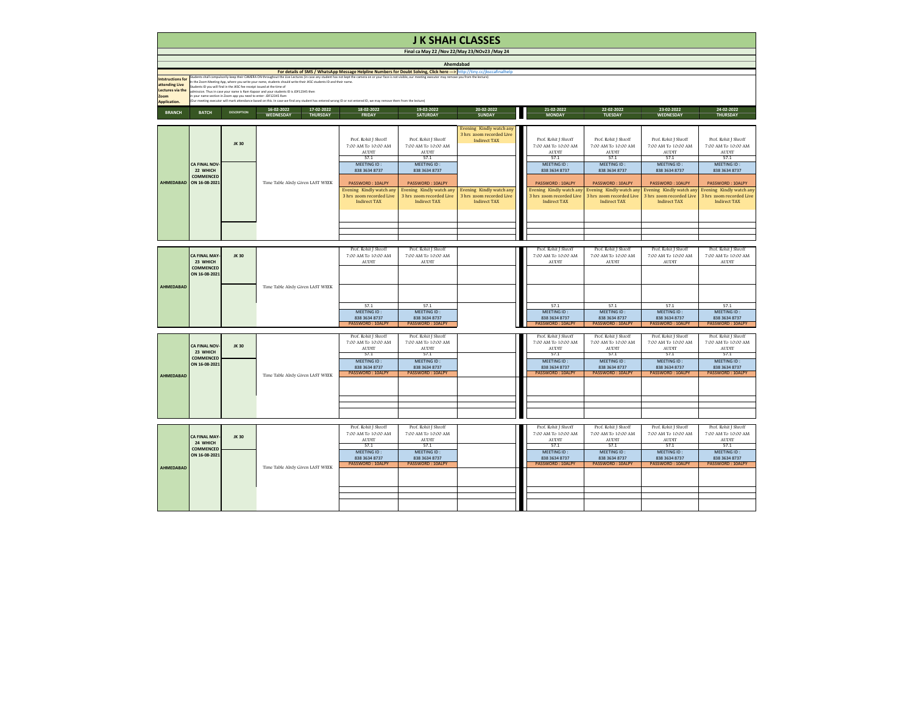# J K SHAH CLASSES

**Final ca May 22 /Nov 22/May 23/NOv23 /May 24**

**Ahemdabad**

**For details of SMS / WhatsApp Message Helpline Numbers for Doubt Solving, Click here ---> http://tiny.cc/jksccafinalhelp**

**Intstructions for attending Live Lectures via the Zoom Application.**

Students shall compulsorily keep their CAMERA ON throughout the Live Lectures (in case any student has not kept the camera on or your face is not visible, our meeting executor may remove you from the lecture)
In the Zoom Meeting App, where you write your name, students should write their JKSC students ID and their name.
Students ID you will find in the JKSC fee receipt issued at the time of admission. Thus in case your name is Ram Kapoor and your students ID is JDF12345 then in your name section in Zoom app you need to enter- JDF12345 Ram
(Our meeting executor will mark attendance based on this. In case we find any student has entered wrong ID or not entered ID, we may remove them from the lecture)

| BRANCH | BATCH | DESCRIPTION | 16-02-2022 WEDNESDAY | 17-02-2022 THURSDAY | 18-02-2022 FRIDAY | 19-02-2022 SATURDAY | 20-02-2022 SUNDAY | 21-02-2022 MONDAY | 22-02-2022 TUESDAY | 23-02-2022 WEDNESDAY | 24-02-2022 THURSDAY |
|---|---|---|---|---|---|---|---|---|---|---|---|
| AHMEDABAD | CA FINAL NOV-22 WHICH COMMENCED ON 16-08-2021 | JK 30 | Time Table Alrdy Given LAST WEEK | | Prof. Rohit J Shroff 7:00 AM To 10:00 AM AUDIT 57.1 MEETING ID : 838 3634 8737 PASSWORD : 10ALPY | Prof. Rohit J Shroff 7:00 AM To 10:00 AM AUDIT 57.1 MEETING ID : 838 3634 8737 PASSWORD : 10ALPY | Evening Kindly watch any 3 hrs zoom recorded Live Indirect TAX | Prof. Rohit J Shroff 7:00 AM To 10:00 AM AUDIT 57.1 MEETING ID : 838 3634 8737 PASSWORD : 10ALPY | Prof. Rohit J Shroff 7:00 AM To 10:00 AM AUDIT 57.1 MEETING ID : 838 3634 8737 PASSWORD : 10ALPY | Prof. Rohit J Shroff 7:00 AM To 10:00 AM AUDIT 57.1 MEETING ID : 838 3634 8737 PASSWORD : 10ALPY | Prof. Rohit J Shroff 7:00 AM To 10:00 AM AUDIT 57.1 MEETING ID : 838 3634 8737 PASSWORD : 10ALPY |
| | | | | | Evening Kindly watch any 3 hrs zoom recorded Live Indirect TAX | Evening Kindly watch any 3 hrs zoom recorded Live Indirect TAX | Evening Kindly watch any 3 hrs zoom recorded Live Indirect TAX | Evening Kindly watch any 3 hrs zoom recorded Live Indirect TAX | Evening Kindly watch any 3 hrs zoom recorded Live Indirect TAX | Evening Kindly watch any 3 hrs zoom recorded Live Indirect TAX | Evening Kindly watch any 3 hrs zoom recorded Live Indirect TAX |
| AHMEDABAD | CA FINAL MAY-23 WHICH COMMENCED ON 16-08-2021 | JK 30 | Time Table Alrdy Given LAST WEEK | | Prof. Rohit J Shroff 7:00 AM To 10:00 AM AUDIT 57.1 MEETING ID : 838 3634 8737 PASSWORD : 10ALPY | Prof. Rohit J Shroff 7:00 AM To 10:00 AM AUDIT 57.1 MEETING ID : 838 3634 8737 PASSWORD : 10ALPY | | Prof. Rohit J Shroff 7:00 AM To 10:00 AM AUDIT 57.1 MEETING ID : 838 3634 8737 PASSWORD : 10ALPY | Prof. Rohit J Shroff 7:00 AM To 10:00 AM AUDIT 57.1 MEETING ID : 838 3634 8737 PASSWORD : 10ALPY | Prof. Rohit J Shroff 7:00 AM To 10:00 AM AUDIT 57.1 MEETING ID : 838 3634 8737 PASSWORD : 10ALPY | Prof. Rohit J Shroff 7:00 AM To 10:00 AM AUDIT 57.1 MEETING ID : 838 3634 8737 PASSWORD : 10ALPY |
| AHMEDABAD | CA FINAL NOV-23 WHICH COMMENCED ON 16-08-2021 | JK 30 | Time Table Alrdy Given LAST WEEK | | Prof. Rohit J Shroff 7:00 AM To 10:00 AM AUDIT 57.1 MEETING ID : 838 3634 8737 PASSWORD : 10ALPY | Prof. Rohit J Shroff 7:00 AM To 10:00 AM AUDIT 57.1 MEETING ID : 838 3634 8737 PASSWORD : 10ALPY | | Prof. Rohit J Shroff 7:00 AM To 10:00 AM AUDIT 57.1 MEETING ID : 838 3634 8737 PASSWORD : 10ALPY | Prof. Rohit J Shroff 7:00 AM To 10:00 AM AUDIT 57.1 MEETING ID : 838 3634 8737 PASSWORD : 10ALPY | Prof. Rohit J Shroff 7:00 AM To 10:00 AM AUDIT 57.1 MEETING ID : 838 3634 8737 PASSWORD : 10ALPY | Prof. Rohit J Shroff 7:00 AM To 10:00 AM AUDIT 57.1 MEETING ID : 838 3634 8737 PASSWORD : 10ALPY |
| AHMEDABAD | CA FINAL MAY-24 WHICH COMMENCED ON 16-08-2021 | JK 30 | Time Table Alrdy Given LAST WEEK | | Prof. Rohit J Shroff 7:00 AM To 10:00 AM AUDIT 57.1 MEETING ID : 838 3634 8737 PASSWORD : 10ALPY | Prof. Rohit J Shroff 7:00 AM To 10:00 AM AUDIT 57.1 MEETING ID : 838 3634 8737 PASSWORD : 10ALPY | | Prof. Rohit J Shroff 7:00 AM To 10:00 AM AUDIT 57.1 MEETING ID : 838 3634 8737 PASSWORD : 10ALPY | Prof. Rohit J Shroff 7:00 AM To 10:00 AM AUDIT 57.1 MEETING ID : 838 3634 8737 PASSWORD : 10ALPY | Prof. Rohit J Shroff 7:00 AM To 10:00 AM AUDIT 57.1 MEETING ID : 838 3634 8737 PASSWORD : 10ALPY | Prof. Rohit J Shroff 7:00 AM To 10:00 AM AUDIT 57.1 MEETING ID : 838 3634 8737 PASSWORD : 10ALPY |